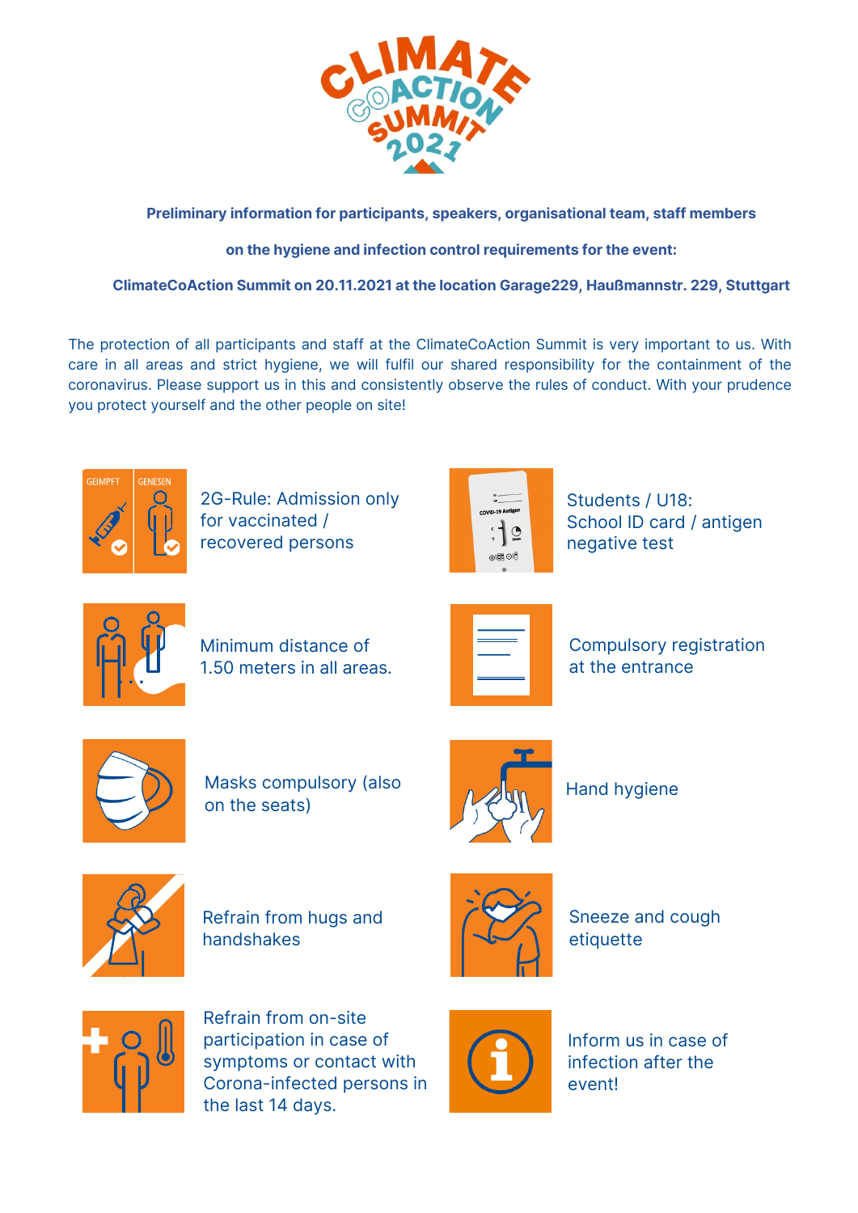**Preliminary information for participants, speakers, organisational team, staff members**

**on the hygiene and infection control requirements for the event:**

**ClimateCoAction Summit on 20.11.2021 at the location Garage229, Haußmannstr. 229, Stuttgart**

The protection of all participants and staff at the ClimateCoAction Summit is very important to us. With care in all areas and strict hygiene, we will fulfil our shared responsibility for the containment of the coronavirus. Please support us in this and consistently observe the rules of conduct. With your prudence you protect yourself and the other people on site!

- 2G-Rule: Admission only for vaccinated / recovered persons
- Students / U18: School ID card / antigen negative test
- Minimum distance of 1.50 meters in all areas.
- Compulsory registration at the entrance
- Masks compulsory (also on the seats)
- Hand hygiene
- Refrain from hugs and handshakes
- Sneeze and cough etiquette
- Refrain from on-site participation in case of symptoms or contact with Corona-infected persons in the last 14 days.
- Inform us in case of infection after the event!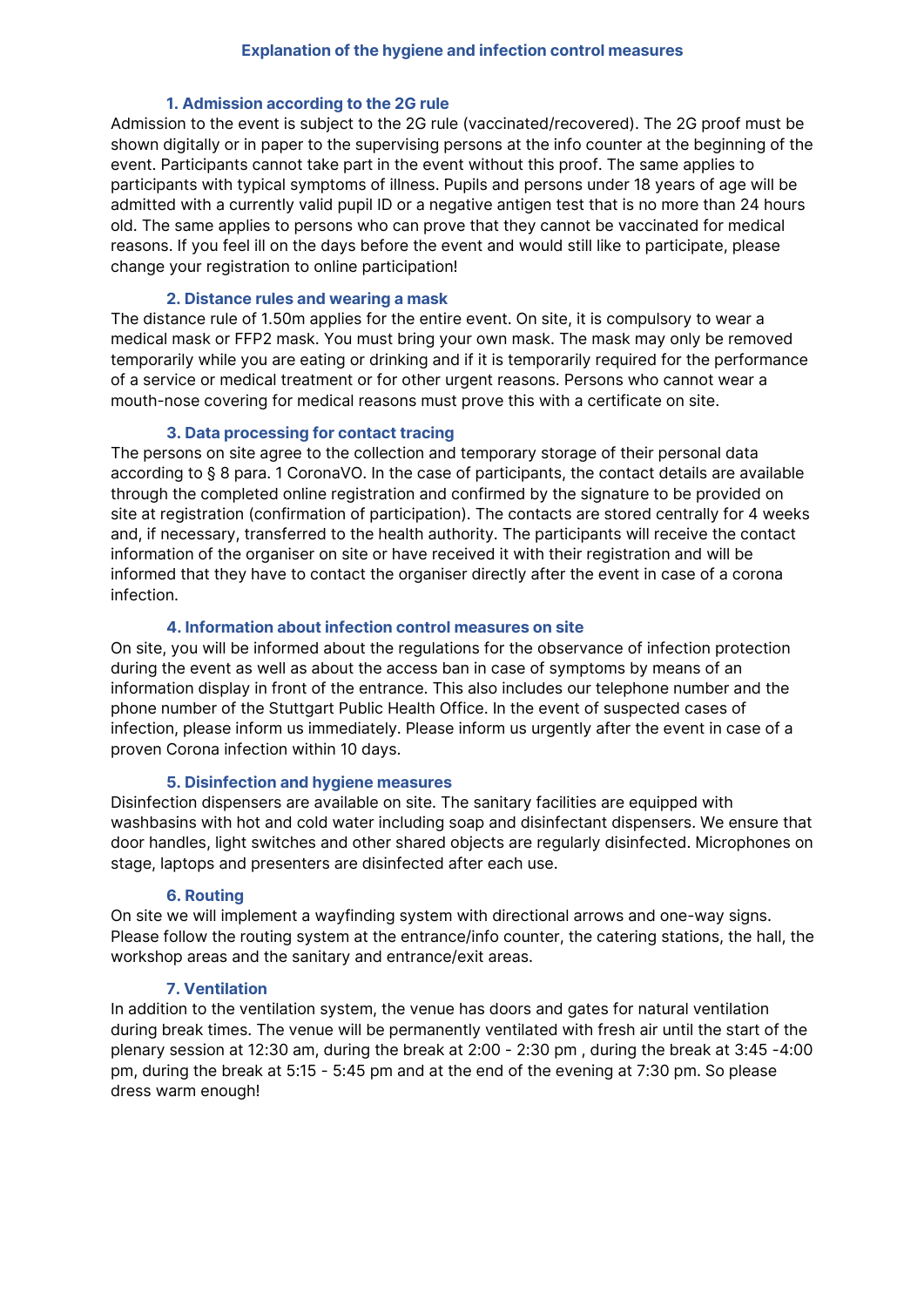## Explanation of the hygiene and infection control measures

### 1. Admission according to the 2G rule

Admission to the event is subject to the 2G rule (vaccinated/recovered). The 2G proof must be shown digitally or in paper to the supervising persons at the info counter at the beginning of the event. Participants cannot take part in the event without this proof. The same applies to participants with typical symptoms of illness. Pupils and persons under 18 years of age will be admitted with a currently valid pupil ID or a negative antigen test that is no more than 24 hours old. The same applies to persons who can prove that they cannot be vaccinated for medical reasons. If you feel ill on the days before the event and would still like to participate, please change your registration to online participation!

### 2. Distance rules and wearing a mask

The distance rule of 1.50m applies for the entire event. On site, it is compulsory to wear a medical mask or FFP2 mask. You must bring your own mask. The mask may only be removed temporarily while you are eating or drinking and if it is temporarily required for the performance of a service or medical treatment or for other urgent reasons. Persons who cannot wear a mouth-nose covering for medical reasons must prove this with a certificate on site.

### 3. Data processing for contact tracing

The persons on site agree to the collection and temporary storage of their personal data according to § 8 para. 1 CoronaVO. In the case of participants, the contact details are available through the completed online registration and confirmed by the signature to be provided on site at registration (confirmation of participation). The contacts are stored centrally for 4 weeks and, if necessary, transferred to the health authority. The participants will receive the contact information of the organiser on site or have received it with their registration and will be informed that they have to contact the organiser directly after the event in case of a corona infection.

### 4. Information about infection control measures on site

On site, you will be informed about the regulations for the observance of infection protection during the event as well as about the access ban in case of symptoms by means of an information display in front of the entrance. This also includes our telephone number and the phone number of the Stuttgart Public Health Office. In the event of suspected cases of infection, please inform us immediately. Please inform us urgently after the event in case of a proven Corona infection within 10 days.

### 5. Disinfection and hygiene measures

Disinfection dispensers are available on site. The sanitary facilities are equipped with washbasins with hot and cold water including soap and disinfectant dispensers. We ensure that door handles, light switches and other shared objects are regularly disinfected. Microphones on stage, laptops and presenters are disinfected after each use.

### 6. Routing

On site we will implement a wayfinding system with directional arrows and one-way signs. Please follow the routing system at the entrance/info counter, the catering stations, the hall, the workshop areas and the sanitary and entrance/exit areas.

### 7. Ventilation

In addition to the ventilation system, the venue has doors and gates for natural ventilation during break times. The venue will be permanently ventilated with fresh air until the start of the plenary session at 12:30 am, during the break at 2:00 - 2:30 pm , during the break at 3:45 -4:00 pm, during the break at 5:15 - 5:45 pm and at the end of the evening at 7:30 pm. So please dress warm enough!